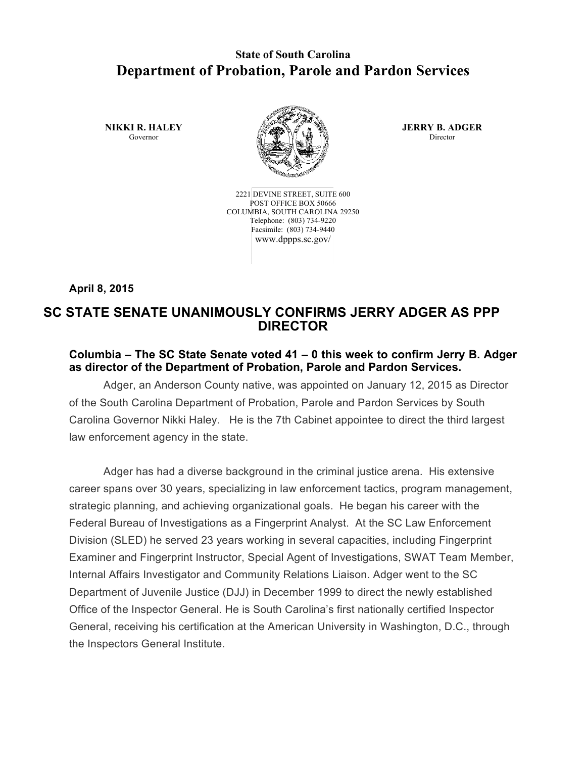**State of South Carolina**

# Department of Probation, Parole and Pardon Services

**NIKKI R. HALEY**
Governor

**JERRY B. ADGER**
Director

2221 DEVINE STREET, SUITE 600
POST OFFICE BOX 50666
COLUMBIA, SOUTH CAROLINA 29250
Telephone: (803) 734-9220
Facsimile: (803) 734-9440
www.dppps.sc.gov/

**April 8, 2015**

## SC STATE SENATE UNANIMOUSLY CONFIRMS JERRY ADGER AS PPP DIRECTOR

**Columbia – The SC State Senate voted 41 – 0 this week to confirm Jerry B. Adger as director of the Department of Probation, Parole and Pardon Services.**

Adger, an Anderson County native, was appointed on January 12, 2015 as Director of the South Carolina Department of Probation, Parole and Pardon Services by South Carolina Governor Nikki Haley. He is the 7th Cabinet appointee to direct the third largest law enforcement agency in the state.

Adger has had a diverse background in the criminal justice arena. His extensive career spans over 30 years, specializing in law enforcement tactics, program management, strategic planning, and achieving organizational goals. He began his career with the Federal Bureau of Investigations as a Fingerprint Analyst. At the SC Law Enforcement Division (SLED) he served 23 years working in several capacities, including Fingerprint Examiner and Fingerprint Instructor, Special Agent of Investigations, SWAT Team Member, Internal Affairs Investigator and Community Relations Liaison. Adger went to the SC Department of Juvenile Justice (DJJ) in December 1999 to direct the newly established Office of the Inspector General. He is South Carolina's first nationally certified Inspector General, receiving his certification at the American University in Washington, D.C., through the Inspectors General Institute.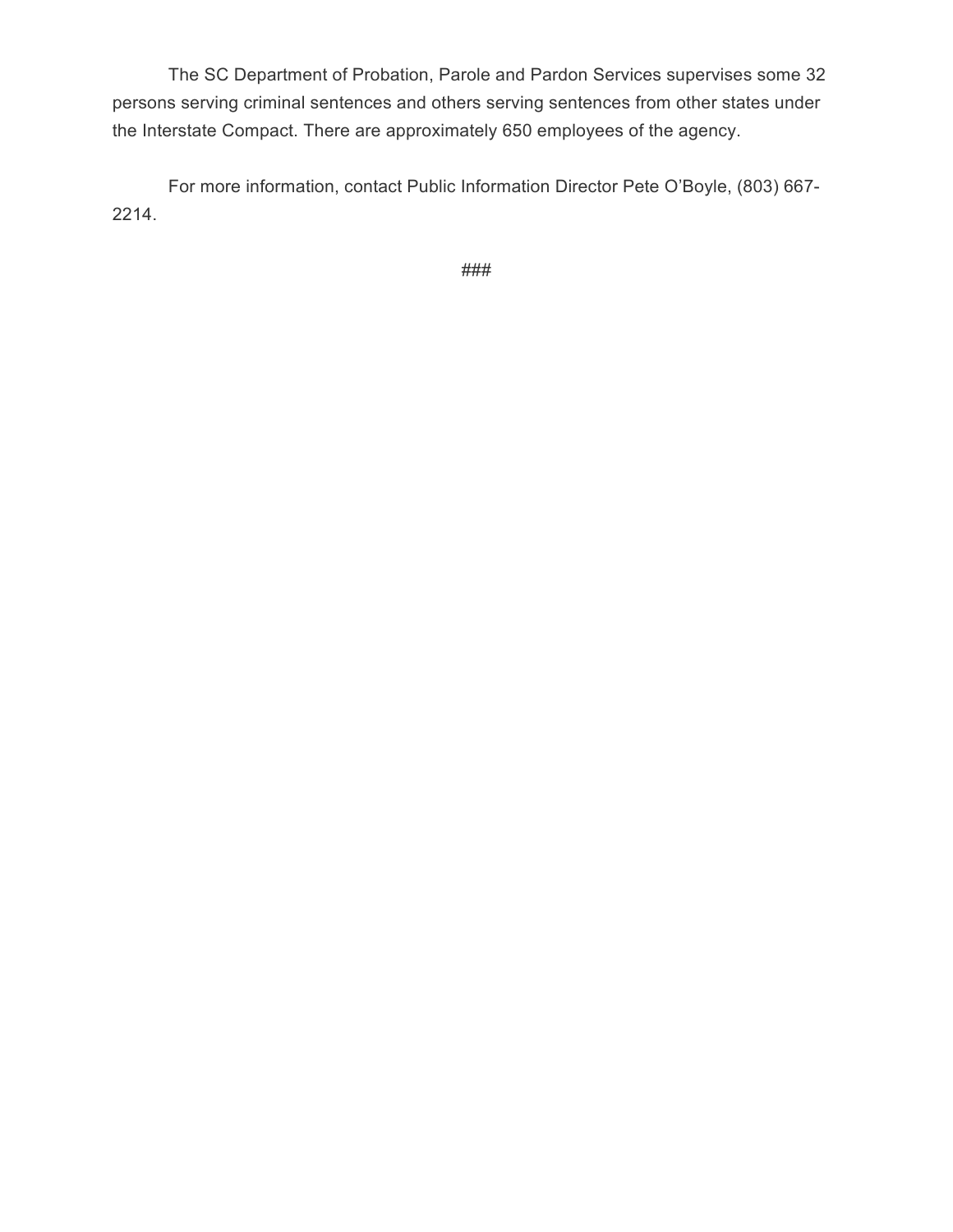The SC Department of Probation, Parole and Pardon Services supervises some 32 persons serving criminal sentences and others serving sentences from other states under the Interstate Compact. There are approximately 650 employees of the agency.

For more information, contact Public Information Director Pete O'Boyle, (803) 667-2214.

###